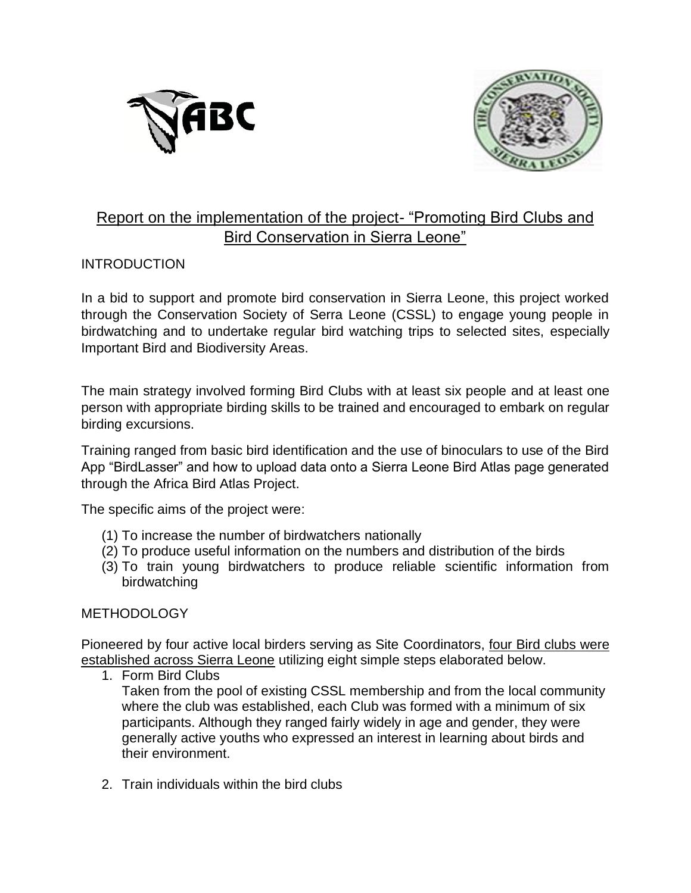# Report on the implementation of the project- "Promoting Bird Clubs and Bird Conservation in Sierra Leone"

## INTRODUCTION

In a bid to support and promote bird conservation in Sierra Leone, this project worked through the Conservation Society of Serra Leone (CSSL) to engage young people in birdwatching and to undertake regular bird watching trips to selected sites, especially Important Bird and Biodiversity Areas.

The main strategy involved forming Bird Clubs with at least six people and at least one person with appropriate birding skills to be trained and encouraged to embark on regular birding excursions.

Training ranged from basic bird identification and the use of binoculars to use of the Bird App "BirdLasser" and how to upload data onto a Sierra Leone Bird Atlas page generated through the Africa Bird Atlas Project.

The specific aims of the project were:

(1) To increase the number of birdwatchers nationally
(2) To produce useful information on the numbers and distribution of the birds
(3) To train young birdwatchers to produce reliable scientific information from birdwatching

## METHODOLOGY

Pioneered by four active local birders serving as Site Coordinators, four Bird clubs were established across Sierra Leone utilizing eight simple steps elaborated below.

1. Form Bird Clubs
   Taken from the pool of existing CSSL membership and from the local community where the club was established, each Club was formed with a minimum of six participants. Although they ranged fairly widely in age and gender, they were generally active youths who expressed an interest in learning about birds and their environment.

2. Train individuals within the bird clubs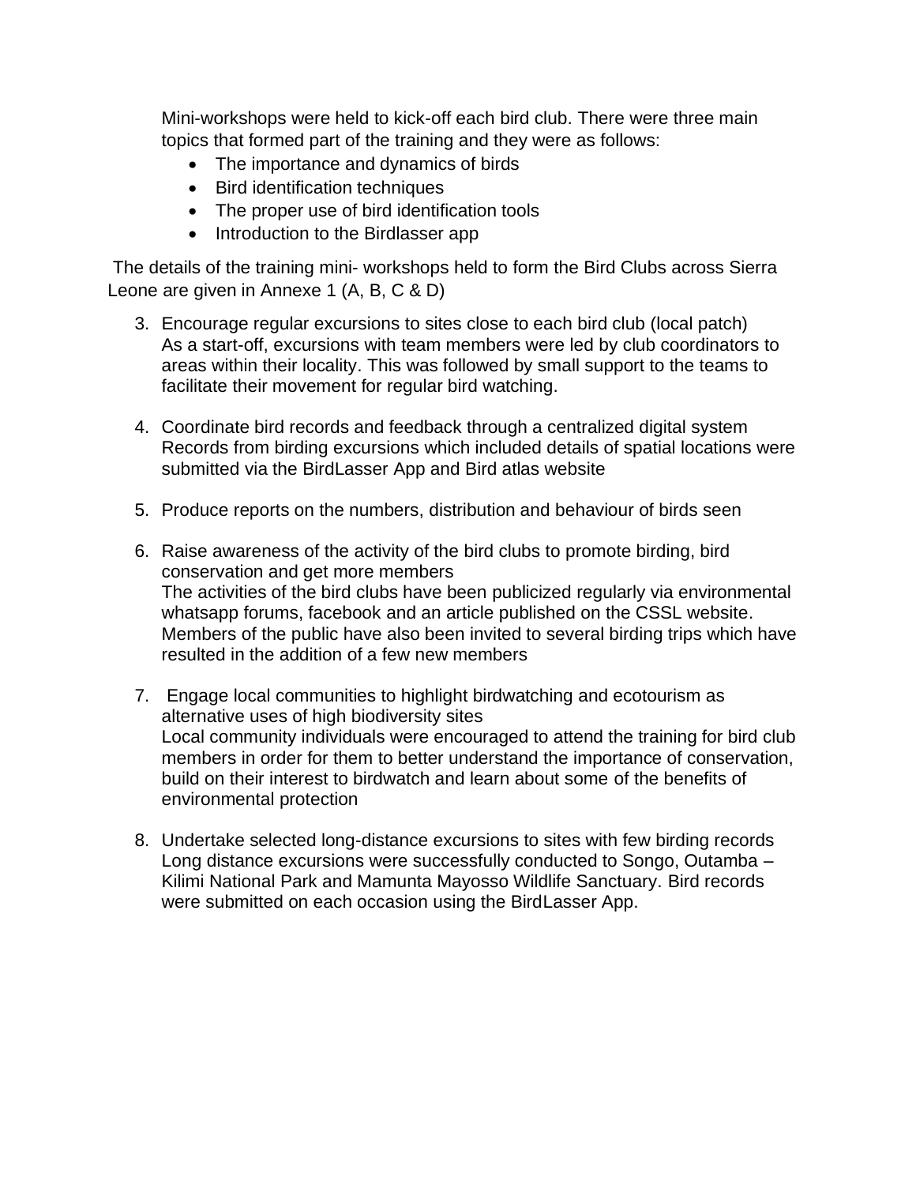Mini-workshops were held to kick-off each bird club. There were three main topics that formed part of the training and they were as follows:

- The importance and dynamics of birds
- Bird identification techniques
- The proper use of bird identification tools
- Introduction to the Birdlasser app

The details of the training mini- workshops held to form the Bird Clubs across Sierra Leone are given in Annexe 1 (A, B, C & D)

3. Encourage regular excursions to sites close to each bird club (local patch)
   As a start-off, excursions with team members were led by club coordinators to areas within their locality. This was followed by small support to the teams to facilitate their movement for regular bird watching.

4. Coordinate bird records and feedback through a centralized digital system
   Records from birding excursions which included details of spatial locations were submitted via the BirdLasser App and Bird atlas website

5. Produce reports on the numbers, distribution and behaviour of birds seen

6. Raise awareness of the activity of the bird clubs to promote birding, bird conservation and get more members
   The activities of the bird clubs have been publicized regularly via environmental whatsapp forums, facebook and an article published on the CSSL website. Members of the public have also been invited to several birding trips which have resulted in the addition of a few new members

7. Engage local communities to highlight birdwatching and ecotourism as alternative uses of high biodiversity sites
   Local community individuals were encouraged to attend the training for bird club members in order for them to better understand the importance of conservation, build on their interest to birdwatch and learn about some of the benefits of environmental protection

8. Undertake selected long-distance excursions to sites with few birding records
   Long distance excursions were successfully conducted to Songo, Outamba – Kilimi National Park and Mamunta Mayosso Wildlife Sanctuary. Bird records were submitted on each occasion using the BirdLasser App.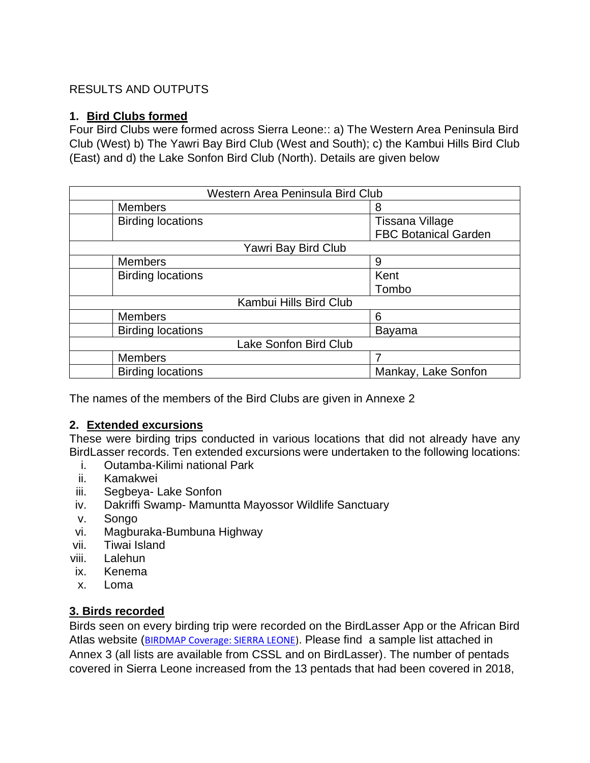RESULTS AND OUTPUTS

## 1. Bird Clubs formed

Four Bird Clubs were formed across Sierra Leone:: a) The Western Area Peninsula Bird Club (West) b) The Yawri Bay Bird Club (West and South); c) the Kambui Hills Bird Club (East) and d) the Lake Sonfon Bird Club (North). Details are given below

| Western Area Peninsula Bird Club | | |
|---|---|---|
| | Members | 8 |
| | Birding locations | Tissana Village<br>FBC Botanical Garden |
| Yawri Bay Bird Club | | |
| | Members | 9 |
| | Birding locations | Kent<br>Tombo |
| Kambui Hills Bird Club | | |
| | Members | 6 |
| | Birding locations | Bayama |
| Lake Sonfon Bird Club | | |
| | Members | 7 |
| | Birding locations | Mankay, Lake Sonfon |

The names of the members of the Bird Clubs are given in Annexe 2

## 2. Extended excursions

These were birding trips conducted in various locations that did not already have any BirdLasser records. Ten extended excursions were undertaken to the following locations:

i. Outamba-Kilimi national Park
ii. Kamakwei
iii. Segbeya- Lake Sonfon
iv. Dakriffi Swamp- Mamuntta Mayossor Wildlife Sanctuary
v. Songo
vi. Magburaka-Bumbuna Highway
vii. Tiwai Island
viii. Lalehun
ix. Kenema
x. Loma

## 3. Birds recorded

Birds seen on every birding trip were recorded on the BirdLasser App or the African Bird Atlas website (BIRDMAP Coverage: SIERRA LEONE). Please find a sample list attached in Annex 3 (all lists are available from CSSL and on BirdLasser). The number of pentads covered in Sierra Leone increased from the 13 pentads that had been covered in 2018,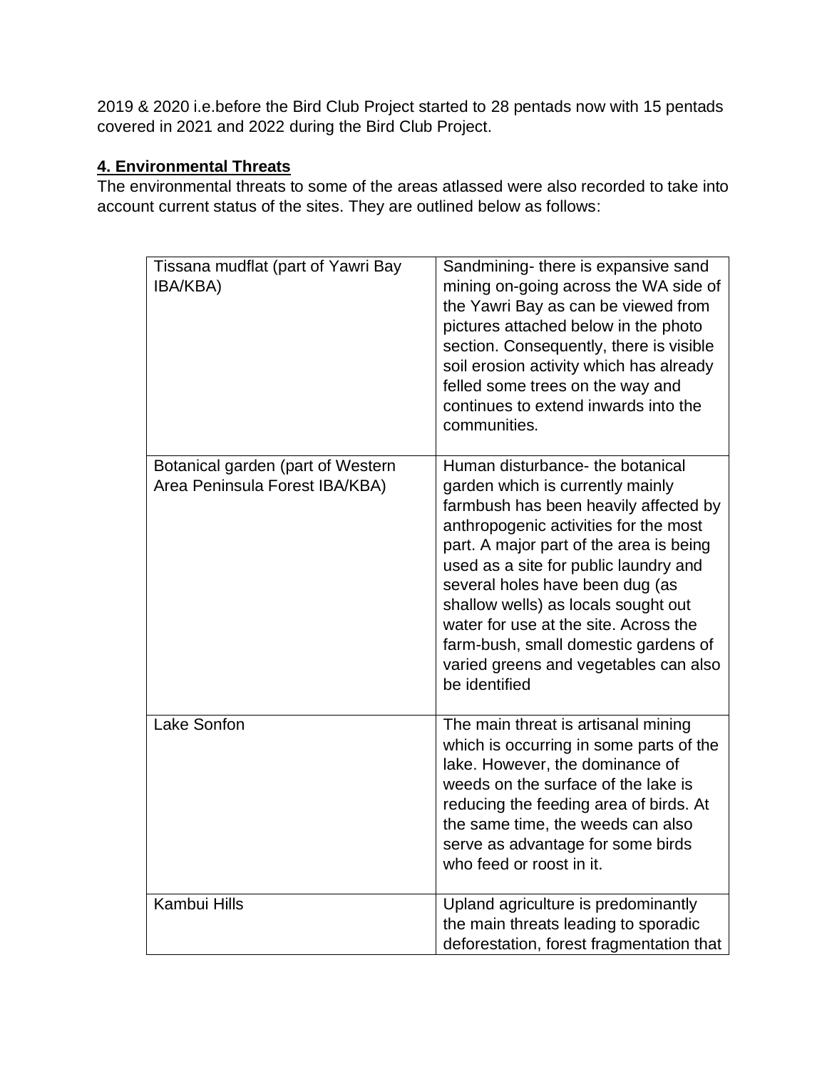2019 & 2020 i.e.before the Bird Club Project started to 28 pentads now with 15 pentads covered in 2021 and 2022 during the Bird Club Project.

## 4. Environmental Threats

The environmental threats to some of the areas atlassed were also recorded to take into account current status of the sites. They are outlined below as follows:

| | |
|---|---|
| Tissana mudflat (part of Yawri Bay IBA/KBA) | Sandmining- there is expansive sand mining on-going across the WA side of the Yawri Bay as can be viewed from pictures attached below in the photo section. Consequently, there is visible soil erosion activity which has already felled some trees on the way and continues to extend inwards into the communities. |
| Botanical garden (part of Western Area Peninsula Forest IBA/KBA) | Human disturbance- the botanical garden which is currently mainly farmbush has been heavily affected by anthropogenic activities for the most part. A major part of the area is being used as a site for public laundry and several holes have been dug (as shallow wells) as locals sought out water for use at the site. Across the farm-bush, small domestic gardens of varied greens and vegetables can also be identified |
| Lake Sonfon | The main threat is artisanal mining which is occurring in some parts of the lake. However, the dominance of weeds on the surface of the lake is reducing the feeding area of birds. At the same time, the weeds can also serve as advantage for some birds who feed or roost in it. |
| Kambui Hills | Upland agriculture is predominantly the main threats leading to sporadic deforestation, forest fragmentation that |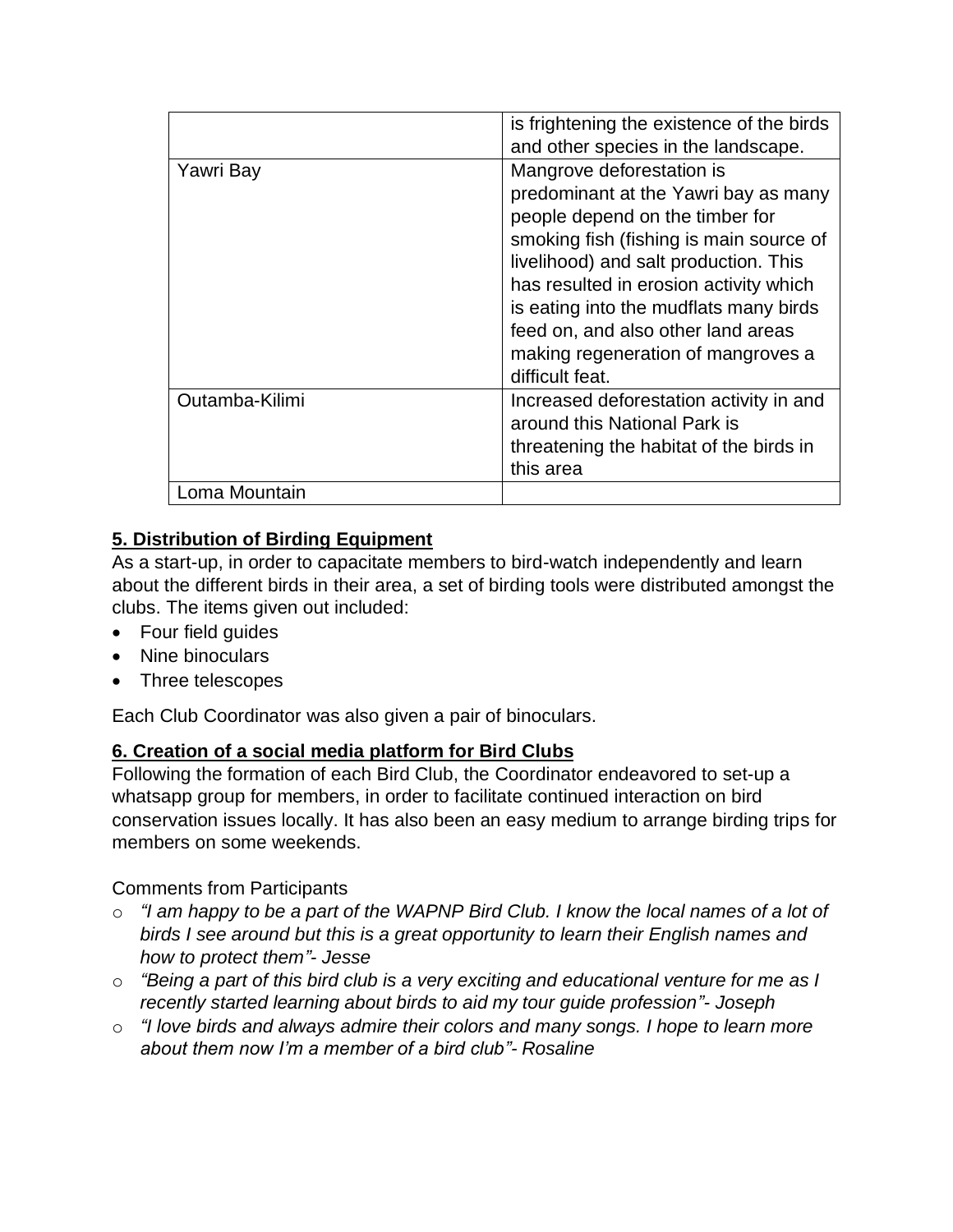| | |
|---|---|
| | is frightening the existence of the birds and other species in the landscape. |
| Yawri Bay | Mangrove deforestation is predominant at the Yawri bay as many people depend on the timber for smoking fish (fishing is main source of livelihood) and salt production. This has resulted in erosion activity which is eating into the mudflats many birds feed on, and also other land areas making regeneration of mangroves a difficult feat. |
| Outamba-Kilimi | Increased deforestation activity in and around this National Park is threatening the habitat of the birds in this area |
| Loma Mountain | |

## **5. Distribution of Birding Equipment**

As a start-up, in order to capacitate members to bird-watch independently and learn about the different birds in their area, a set of birding tools were distributed amongst the clubs. The items given out included:

- Four field guides
- Nine binoculars
- Three telescopes

Each Club Coordinator was also given a pair of binoculars.

## **6. Creation of a social media platform for Bird Clubs**

Following the formation of each Bird Club, the Coordinator endeavored to set-up a whatsapp group for members, in order to facilitate continued interaction on bird conservation issues locally. It has also been an easy medium to arrange birding trips for members on some weekends.

Comments from Participants

- *"I am happy to be a part of the WAPNP Bird Club. I know the local names of a lot of birds I see around but this is a great opportunity to learn their English names and how to protect them"- Jesse*
- *"Being a part of this bird club is a very exciting and educational venture for me as I recently started learning about birds to aid my tour guide profession"- Joseph*
- *"I love birds and always admire their colors and many songs. I hope to learn more about them now I'm a member of a bird club"- Rosaline*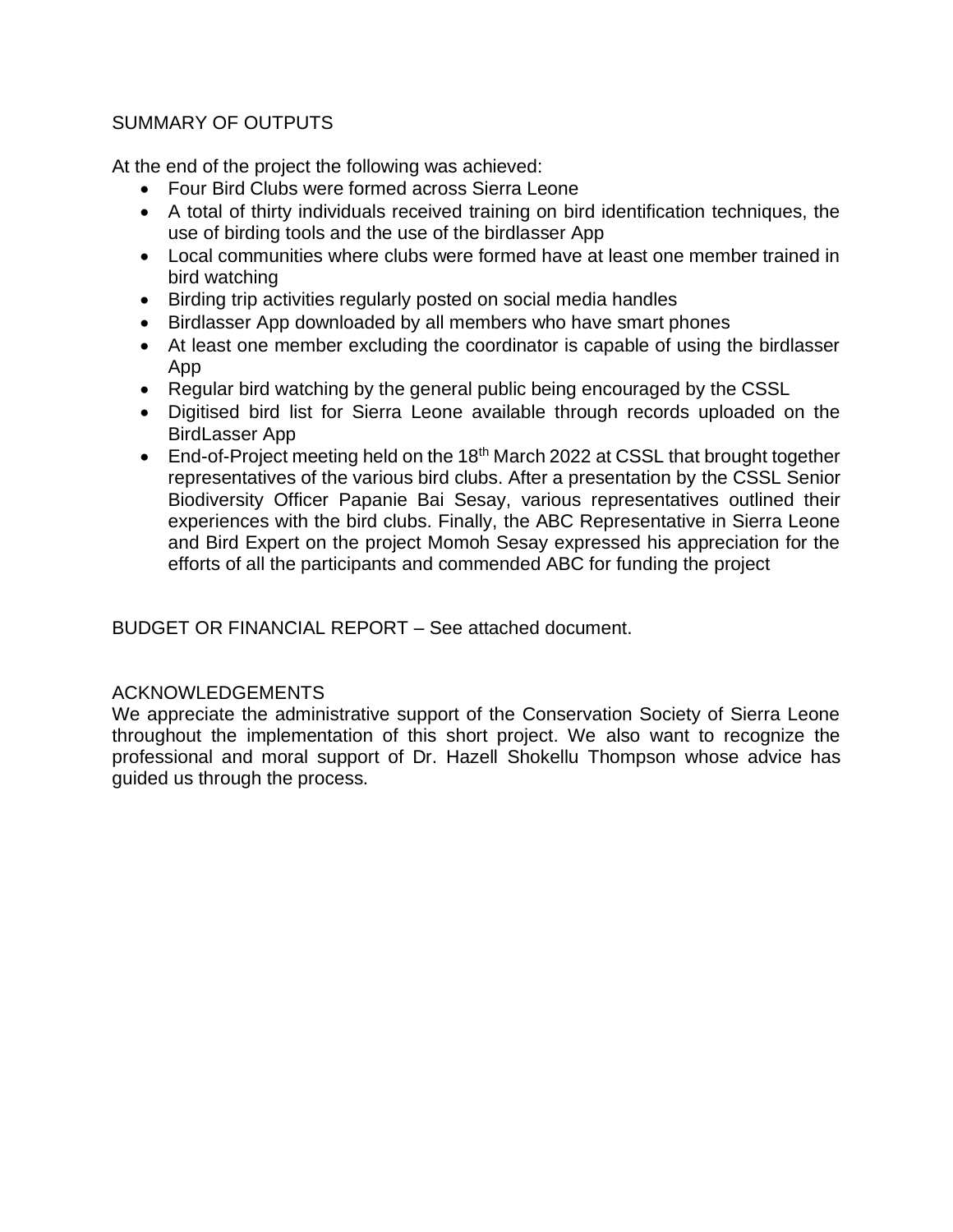## SUMMARY OF OUTPUTS

At the end of the project the following was achieved:

- Four Bird Clubs were formed across Sierra Leone
- A total of thirty individuals received training on bird identification techniques, the use of birding tools and the use of the birdlasser App
- Local communities where clubs were formed have at least one member trained in bird watching
- Birding trip activities regularly posted on social media handles
- Birdlasser App downloaded by all members who have smart phones
- At least one member excluding the coordinator is capable of using the birdlasser App
- Regular bird watching by the general public being encouraged by the CSSL
- Digitised bird list for Sierra Leone available through records uploaded on the BirdLasser App
- End-of-Project meeting held on the 18th March 2022 at CSSL that brought together representatives of the various bird clubs. After a presentation by the CSSL Senior Biodiversity Officer Papanie Bai Sesay, various representatives outlined their experiences with the bird clubs. Finally, the ABC Representative in Sierra Leone and Bird Expert on the project Momoh Sesay expressed his appreciation for the efforts of all the participants and commended ABC for funding the project

## BUDGET OR FINANCIAL REPORT – See attached document.

## ACKNOWLEDGEMENTS

We appreciate the administrative support of the Conservation Society of Sierra Leone throughout the implementation of this short project. We also want to recognize the professional and moral support of Dr. Hazell Shokellu Thompson whose advice has guided us through the process.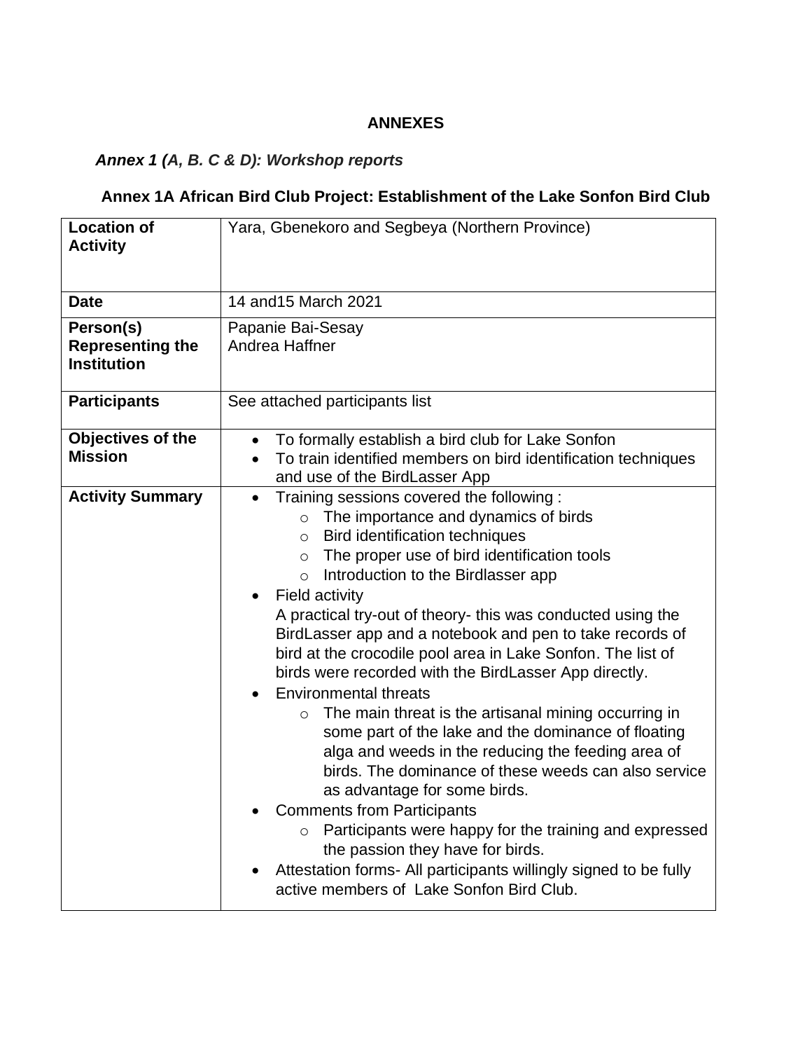**ANNEXES**

***Annex 1 (A, B. C & D): Workshop reports***

**Annex 1A African Bird Club Project: Establishment of the Lake Sonfon Bird Club**

| | |
|---|---|
| **Location of Activity** | Yara, Gbenekoro and Segbeya (Northern Province) |
| **Date** | 14 and15 March 2021 |
| **Person(s) Representing the Institution** | Papanie Bai-Sesay<br>Andrea Haffner |
| **Participants** | See attached participants list |
| **Objectives of the Mission** | • To formally establish a bird club for Lake Sonfon<br>• To train identified members on bird identification techniques and use of the BirdLasser App |
| **Activity Summary** | • Training sessions covered the following :<br>  ○ The importance and dynamics of birds<br>  ○ Bird identification techniques<br>  ○ The proper use of bird identification tools<br>  ○ Introduction to the Birdlasser app<br>• Field activity<br>A practical try-out of theory- this was conducted using the BirdLasser app and a notebook and pen to take records of bird at the crocodile pool area in Lake Sonfon. The list of birds were recorded with the BirdLasser App directly.<br>• Environmental threats<br>  ○ The main threat is the artisanal mining occurring in some part of the lake and the dominance of floating alga and weeds in the reducing the feeding area of birds. The dominance of these weeds can also service as advantage for some birds.<br>• Comments from Participants<br>  ○ Participants were happy for the training and expressed the passion they have for birds.<br>• Attestation forms- All participants willingly signed to be fully active members of Lake Sonfon Bird Club. |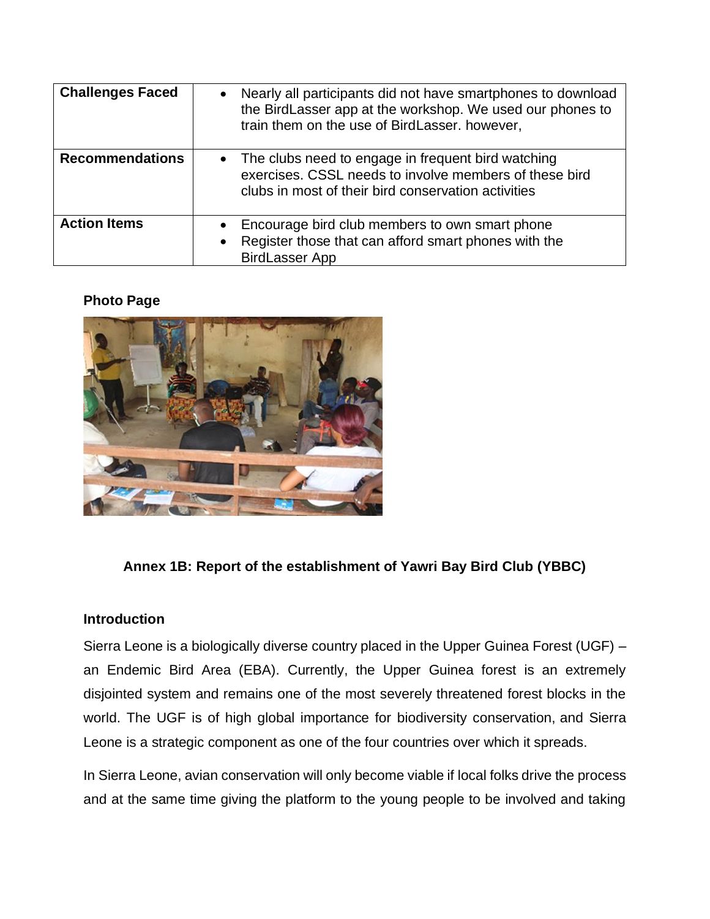| | |
|---|---|
| **Challenges Faced** | • Nearly all participants did not have smartphones to download the BirdLasser app at the workshop. We used our phones to train them on the use of BirdLasser. however, |
| **Recommendations** | • The clubs need to engage in frequent bird watching exercises. CSSL needs to involve members of these bird clubs in most of their bird conservation activities |
| **Action Items** | • Encourage bird club members to own smart phone<br>• Register those that can afford smart phones with the BirdLasser App |

**Photo Page**

**Annex 1B: Report of the establishment of Yawri Bay Bird Club (YBBC)**

**Introduction**

Sierra Leone is a biologically diverse country placed in the Upper Guinea Forest (UGF) – an Endemic Bird Area (EBA). Currently, the Upper Guinea forest is an extremely disjointed system and remains one of the most severely threatened forest blocks in the world. The UGF is of high global importance for biodiversity conservation, and Sierra Leone is a strategic component as one of the four countries over which it spreads.

In Sierra Leone, avian conservation will only become viable if local folks drive the process and at the same time giving the platform to the young people to be involved and taking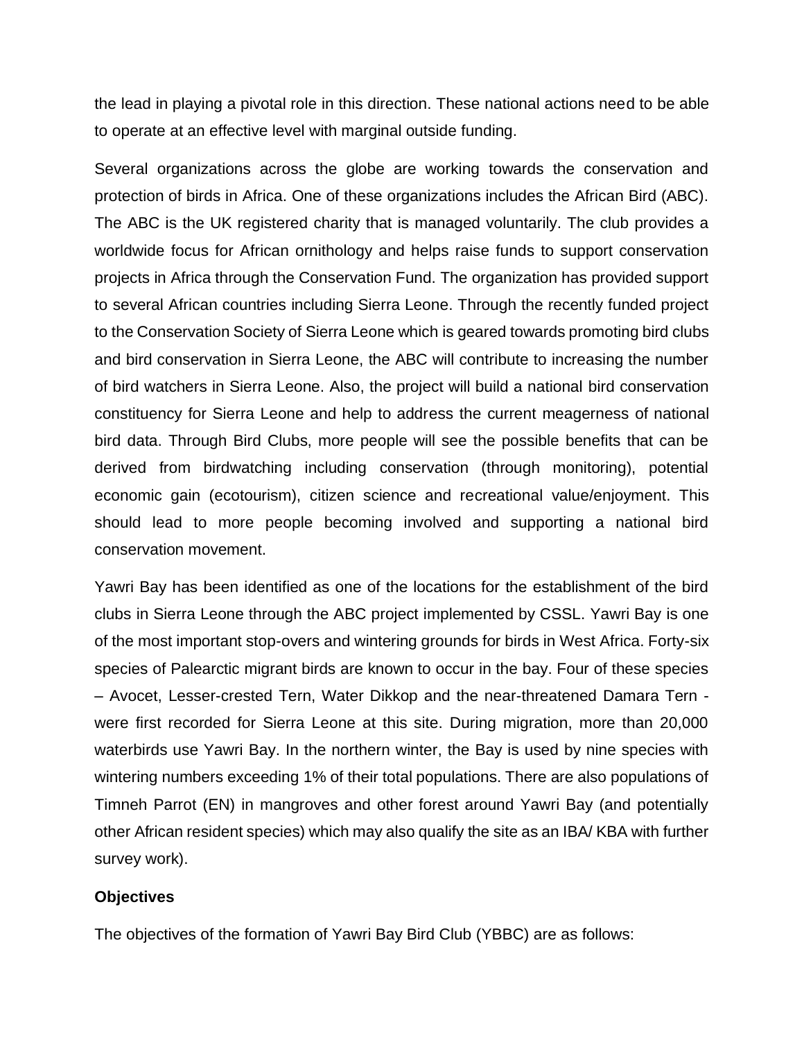the lead in playing a pivotal role in this direction. These national actions need to be able to operate at an effective level with marginal outside funding.

Several organizations across the globe are working towards the conservation and protection of birds in Africa. One of these organizations includes the African Bird (ABC). The ABC is the UK registered charity that is managed voluntarily. The club provides a worldwide focus for African ornithology and helps raise funds to support conservation projects in Africa through the Conservation Fund. The organization has provided support to several African countries including Sierra Leone. Through the recently funded project to the Conservation Society of Sierra Leone which is geared towards promoting bird clubs and bird conservation in Sierra Leone, the ABC will contribute to increasing the number of bird watchers in Sierra Leone. Also, the project will build a national bird conservation constituency for Sierra Leone and help to address the current meagerness of national bird data. Through Bird Clubs, more people will see the possible benefits that can be derived from birdwatching including conservation (through monitoring), potential economic gain (ecotourism), citizen science and recreational value/enjoyment. This should lead to more people becoming involved and supporting a national bird conservation movement.

Yawri Bay has been identified as one of the locations for the establishment of the bird clubs in Sierra Leone through the ABC project implemented by CSSL. Yawri Bay is one of the most important stop-overs and wintering grounds for birds in West Africa. Forty-six species of Palearctic migrant birds are known to occur in the bay. Four of these species – Avocet, Lesser-crested Tern, Water Dikkop and the near-threatened Damara Tern - were first recorded for Sierra Leone at this site. During migration, more than 20,000 waterbirds use Yawri Bay. In the northern winter, the Bay is used by nine species with wintering numbers exceeding 1% of their total populations. There are also populations of Timneh Parrot (EN) in mangroves and other forest around Yawri Bay (and potentially other African resident species) which may also qualify the site as an IBA/ KBA with further survey work).

**Objectives**

The objectives of the formation of Yawri Bay Bird Club (YBBC) are as follows: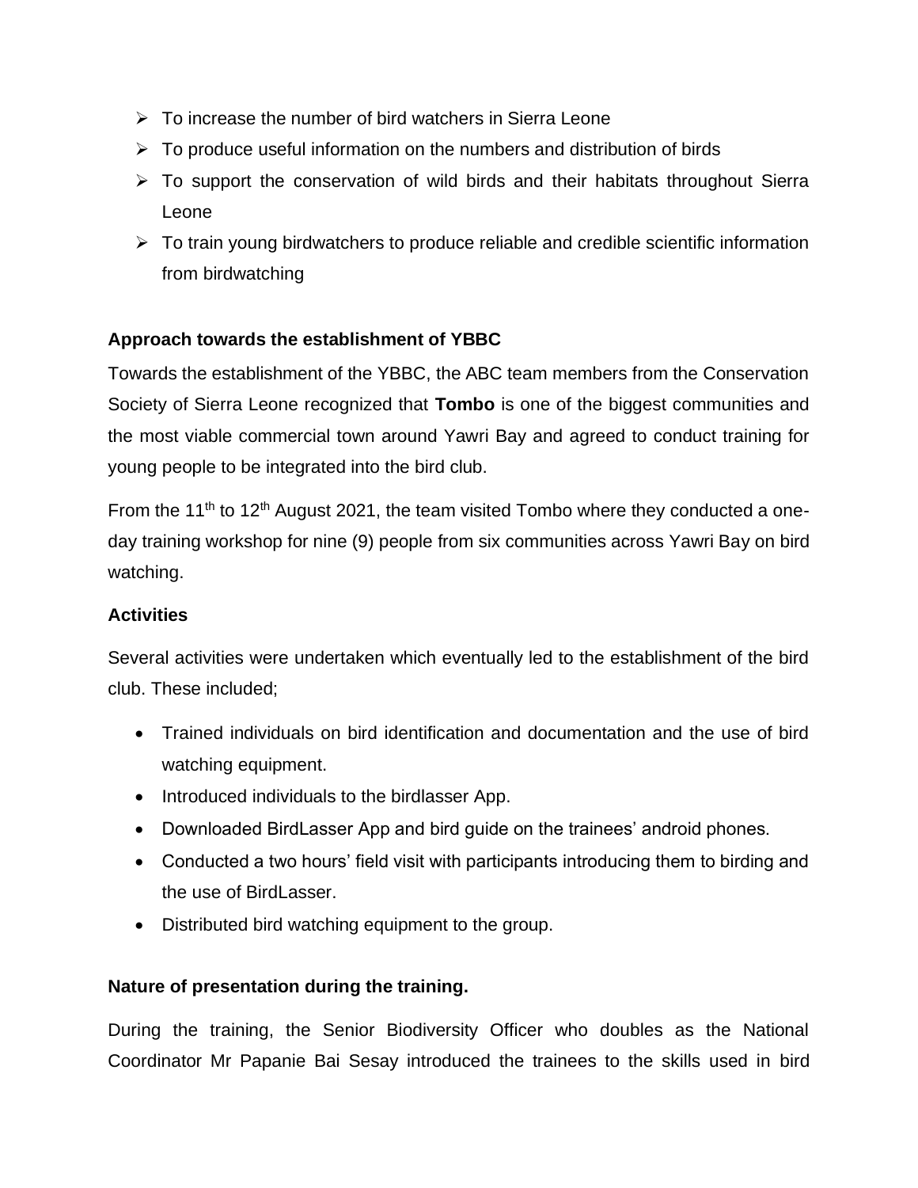- To increase the number of bird watchers in Sierra Leone
- To produce useful information on the numbers and distribution of birds
- To support the conservation of wild birds and their habitats throughout Sierra Leone
- To train young birdwatchers to produce reliable and credible scientific information from birdwatching

**Approach towards the establishment of YBBC**

Towards the establishment of the YBBC, the ABC team members from the Conservation Society of Sierra Leone recognized that **Tombo** is one of the biggest communities and the most viable commercial town around Yawri Bay and agreed to conduct training for young people to be integrated into the bird club.

From the 11th to 12th August 2021, the team visited Tombo where they conducted a one-day training workshop for nine (9) people from six communities across Yawri Bay on bird watching.

**Activities**

Several activities were undertaken which eventually led to the establishment of the bird club. These included;

- Trained individuals on bird identification and documentation and the use of bird watching equipment.
- Introduced individuals to the birdlasser App.
- Downloaded BirdLasser App and bird guide on the trainees' android phones.
- Conducted a two hours' field visit with participants introducing them to birding and the use of BirdLasser.
- Distributed bird watching equipment to the group.

**Nature of presentation during the training.**

During the training, the Senior Biodiversity Officer who doubles as the National Coordinator Mr Papanie Bai Sesay introduced the trainees to the skills used in bird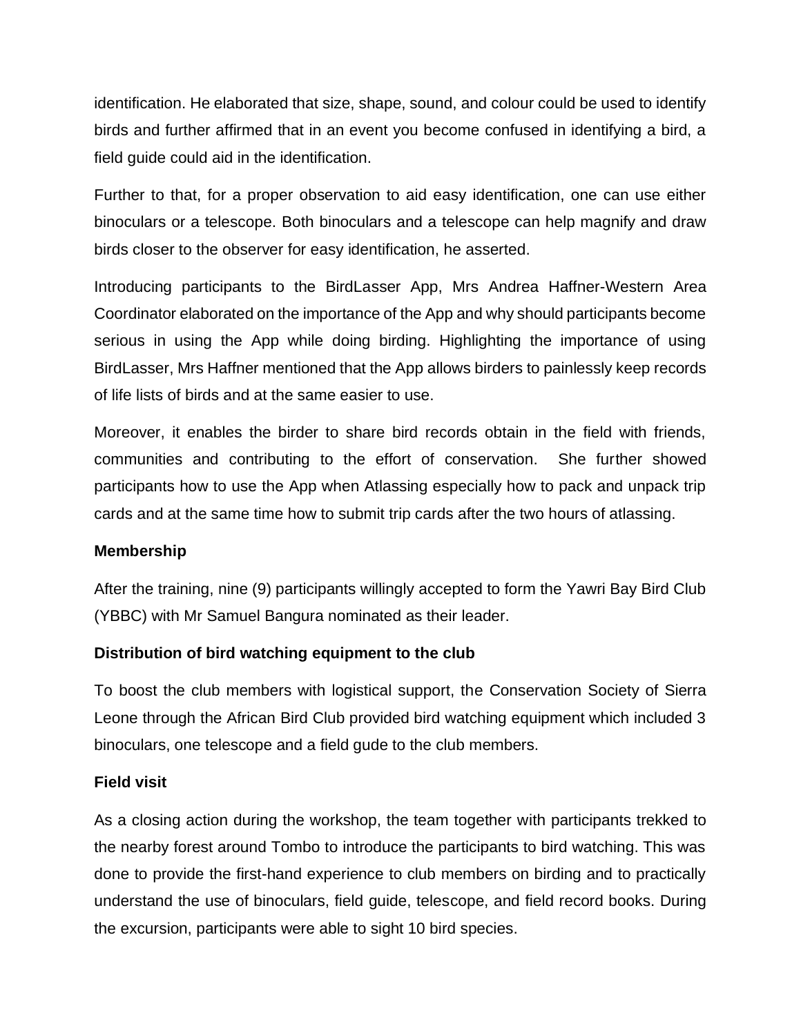identification. He elaborated that size, shape, sound, and colour could be used to identify birds and further affirmed that in an event you become confused in identifying a bird, a field guide could aid in the identification.

Further to that, for a proper observation to aid easy identification, one can use either binoculars or a telescope. Both binoculars and a telescope can help magnify and draw birds closer to the observer for easy identification, he asserted.

Introducing participants to the BirdLasser App, Mrs Andrea Haffner-Western Area Coordinator elaborated on the importance of the App and why should participants become serious in using the App while doing birding. Highlighting the importance of using BirdLasser, Mrs Haffner mentioned that the App allows birders to painlessly keep records of life lists of birds and at the same easier to use.

Moreover, it enables the birder to share bird records obtain in the field with friends, communities and contributing to the effort of conservation. She further showed participants how to use the App when Atlassing especially how to pack and unpack trip cards and at the same time how to submit trip cards after the two hours of atlassing.

**Membership**

After the training, nine (9) participants willingly accepted to form the Yawri Bay Bird Club (YBBC) with Mr Samuel Bangura nominated as their leader.

**Distribution of bird watching equipment to the club**

To boost the club members with logistical support, the Conservation Society of Sierra Leone through the African Bird Club provided bird watching equipment which included 3 binoculars, one telescope and a field gude to the club members.

**Field visit**

As a closing action during the workshop, the team together with participants trekked to the nearby forest around Tombo to introduce the participants to bird watching. This was done to provide the first-hand experience to club members on birding and to practically understand the use of binoculars, field guide, telescope, and field record books. During the excursion, participants were able to sight 10 bird species.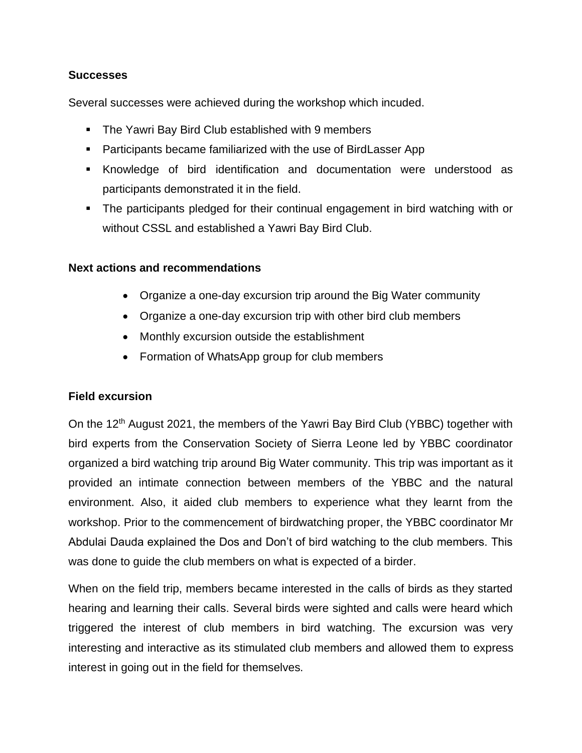### Successes

Several successes were achieved during the workshop which incuded.

- The Yawri Bay Bird Club established with 9 members
- Participants became familiarized with the use of BirdLasser App
- Knowledge of bird identification and documentation were understood as participants demonstrated it in the field.
- The participants pledged for their continual engagement in bird watching with or without CSSL and established a Yawri Bay Bird Club.

### Next actions and recommendations

- Organize a one-day excursion trip around the Big Water community
- Organize a one-day excursion trip with other bird club members
- Monthly excursion outside the establishment
- Formation of WhatsApp group for club members

### Field excursion

On the 12th August 2021, the members of the Yawri Bay Bird Club (YBBC) together with bird experts from the Conservation Society of Sierra Leone led by YBBC coordinator organized a bird watching trip around Big Water community. This trip was important as it provided an intimate connection between members of the YBBC and the natural environment. Also, it aided club members to experience what they learnt from the workshop. Prior to the commencement of birdwatching proper, the YBBC coordinator Mr Abdulai Dauda explained the Dos and Don't of bird watching to the club members. This was done to guide the club members on what is expected of a birder.

When on the field trip, members became interested in the calls of birds as they started hearing and learning their calls. Several birds were sighted and calls were heard which triggered the interest of club members in bird watching. The excursion was very interesting and interactive as its stimulated club members and allowed them to express interest in going out in the field for themselves.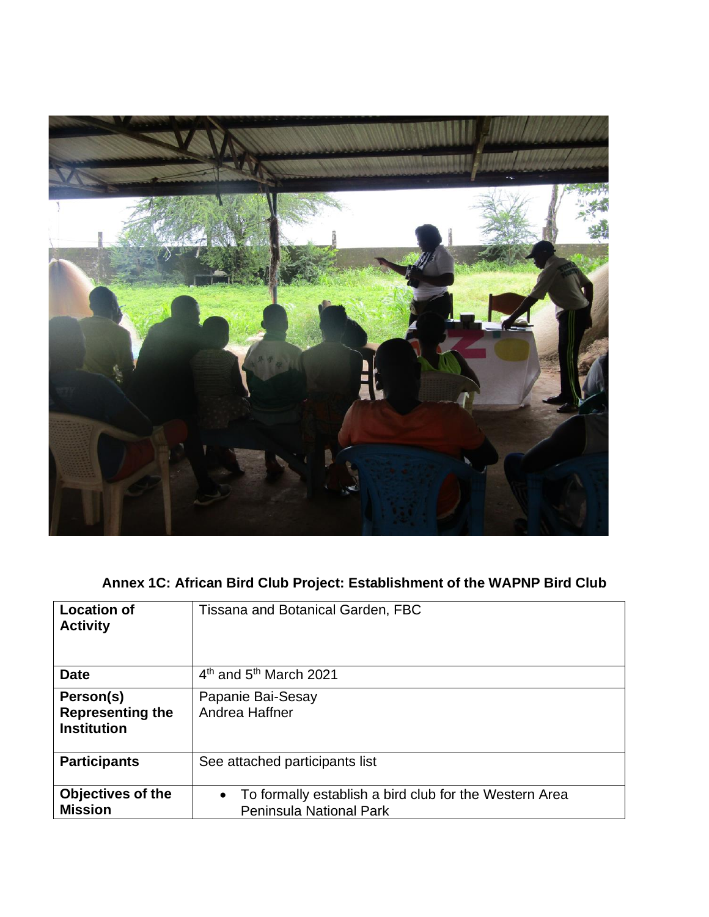**Annex 1C: African Bird Club Project: Establishment of the WAPNP Bird Club**

| **Location of Activity** | Tissana and Botanical Garden, FBC |
|---|---|
| **Date** | 4th and 5th March 2021 |
| **Person(s) Representing the Institution** | Papanie Bai-Sesay<br>Andrea Haffner |
| **Participants** | See attached participants list |
| **Objectives of the Mission** | • To formally establish a bird club for the Western Area Peninsula National Park |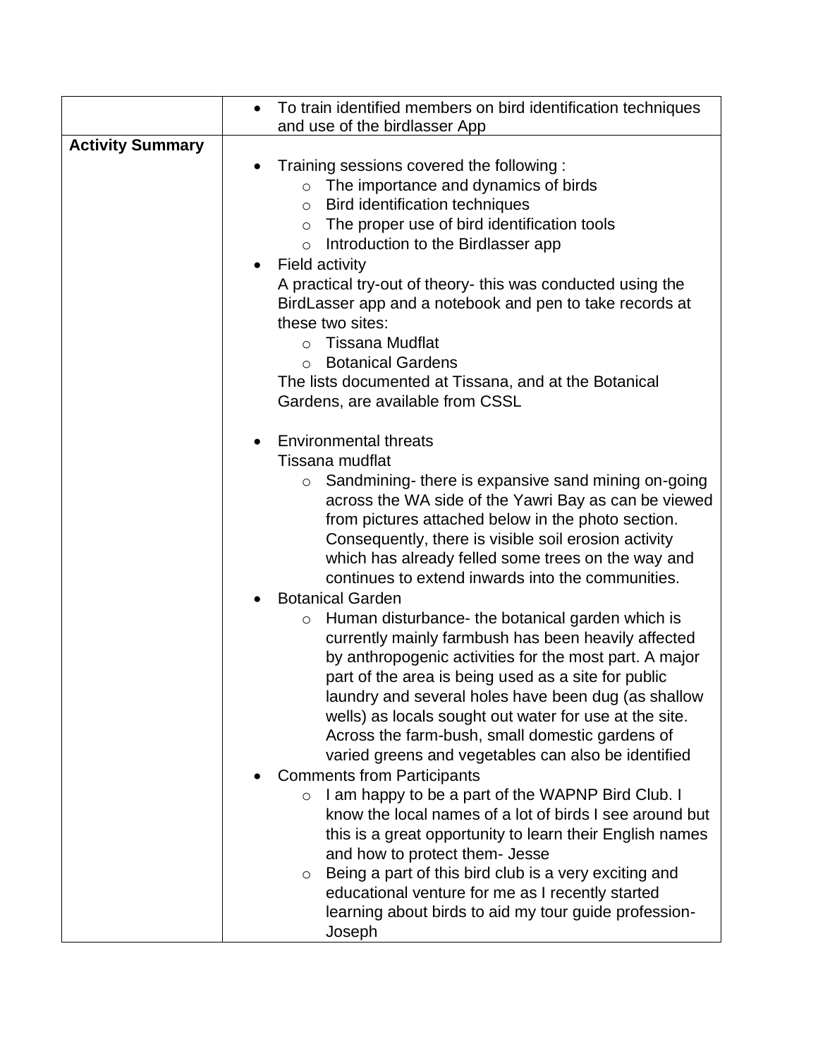| | |
|---|---|
| | • To train identified members on bird identification techniques and use of the birdlasser App |
| **Activity Summary** | • Training sessions covered the following :<br>&nbsp;&nbsp;&nbsp;&nbsp;○ The importance and dynamics of birds<br>&nbsp;&nbsp;&nbsp;&nbsp;○ Bird identification techniques<br>&nbsp;&nbsp;&nbsp;&nbsp;○ The proper use of bird identification tools<br>&nbsp;&nbsp;&nbsp;&nbsp;○ Introduction to the Birdlasser app<br>• Field activity<br>A practical try-out of theory- this was conducted using the BirdLasser app and a notebook and pen to take records at these two sites:<br>&nbsp;&nbsp;&nbsp;&nbsp;○ Tissana Mudflat<br>&nbsp;&nbsp;&nbsp;&nbsp;○ Botanical Gardens<br>The lists documented at Tissana, and at the Botanical Gardens, are available from CSSL<br><br>• Environmental threats<br>Tissana mudflat<br>&nbsp;&nbsp;&nbsp;&nbsp;○ Sandmining- there is expansive sand mining on-going across the WA side of the Yawri Bay as can be viewed from pictures attached below in the photo section. Consequently, there is visible soil erosion activity which has already felled some trees on the way and continues to extend inwards into the communities.<br>• Botanical Garden<br>&nbsp;&nbsp;&nbsp;&nbsp;○ Human disturbance- the botanical garden which is currently mainly farmbush has been heavily affected by anthropogenic activities for the most part. A major part of the area is being used as a site for public laundry and several holes have been dug (as shallow wells) as locals sought out water for use at the site. Across the farm-bush, small domestic gardens of varied greens and vegetables can also be identified<br>• Comments from Participants<br>&nbsp;&nbsp;&nbsp;&nbsp;○ I am happy to be a part of the WAPNP Bird Club. I know the local names of a lot of birds I see around but this is a great opportunity to learn their English names and how to protect them- Jesse<br>&nbsp;&nbsp;&nbsp;&nbsp;○ Being a part of this bird club is a very exciting and educational venture for me as I recently started learning about birds to aid my tour guide profession- Joseph |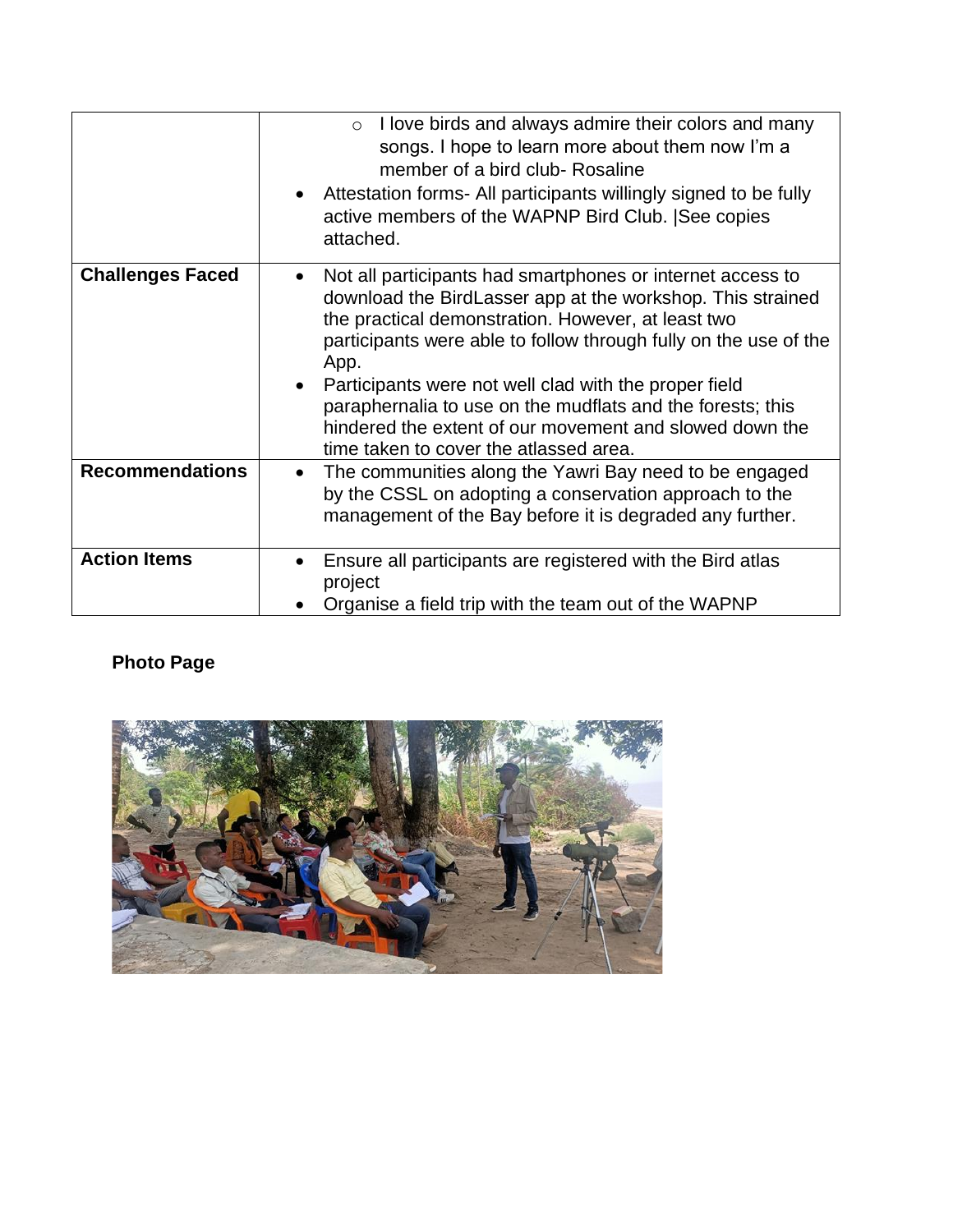| | |
|---|---|
| | ◦ I love birds and always admire their colors and many songs. I hope to learn more about them now I'm a member of a bird club- Rosaline<br>• Attestation forms- All participants willingly signed to be fully active members of the WAPNP Bird Club. \|See copies attached. |
| **Challenges Faced** | • Not all participants had smartphones or internet access to download the BirdLasser app at the workshop. This strained the practical demonstration. However, at least two participants were able to follow through fully on the use of the App.<br>• Participants were not well clad with the proper field paraphernalia to use on the mudflats and the forests; this hindered the extent of our movement and slowed down the time taken to cover the atlassed area. |
| **Recommendations** | • The communities along the Yawri Bay need to be engaged by the CSSL on adopting a conservation approach to the management of the Bay before it is degraded any further. |
| **Action Items** | • Ensure all participants are registered with the Bird atlas project<br>• Organise a field trip with the team out of the WAPNP |

**Photo Page**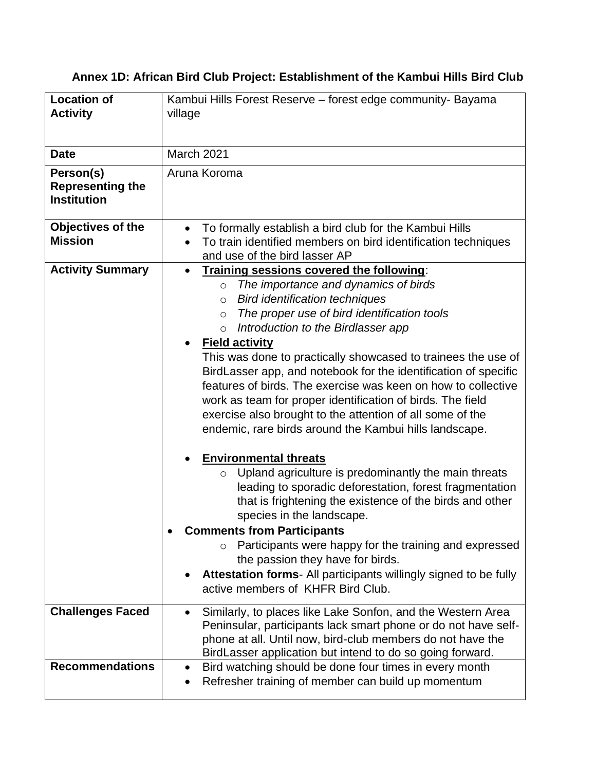**Annex 1D: African Bird Club Project: Establishment of the Kambui Hills Bird Club**

| | |
|---|---|
| **Location of Activity** | Kambui Hills Forest Reserve – forest edge community- Bayama village |
| **Date** | March 2021 |
| **Person(s) Representing the Institution** | Aruna Koroma |
| **Objectives of the Mission** | • To formally establish a bird club for the Kambui Hills<br>• To train identified members on bird identification techniques and use of the bird lasser AP |
| **Activity Summary** | • **<u>Training sessions covered the following</u>**:<br>  ○ *The importance and dynamics of birds*<br>  ○ *Bird identification techniques*<br>  ○ *The proper use of bird identification tools*<br>  ○ *Introduction to the Birdlasser app*<br>• **<u>Field activity</u>**<br>This was done to practically showcased to trainees the use of BirdLasser app, and notebook for the identification of specific features of birds. The exercise was keen on how to collective work as team for proper identification of birds. The field exercise also brought to the attention of all some of the endemic, rare birds around the Kambui hills landscape.<br><br>• **<u>Environmental threats</u>**<br>  ○ Upland agriculture is predominantly the main threats leading to sporadic deforestation, forest fragmentation that is frightening the existence of the birds and other species in the landscape.<br>• **Comments from Participants**<br>  ○ Participants were happy for the training and expressed the passion they have for birds.<br>• **Attestation forms**- All participants willingly signed to be fully active members of KHFR Bird Club. |
| **Challenges Faced** | • Similarly, to places like Lake Sonfon, and the Western Area Peninsular, participants lack smart phone or do not have self-phone at all. Until now, bird-club members do not have the BirdLasser application but intend to do so going forward. |
| **Recommendations** | • Bird watching should be done four times in every month<br>• Refresher training of member can build up momentum |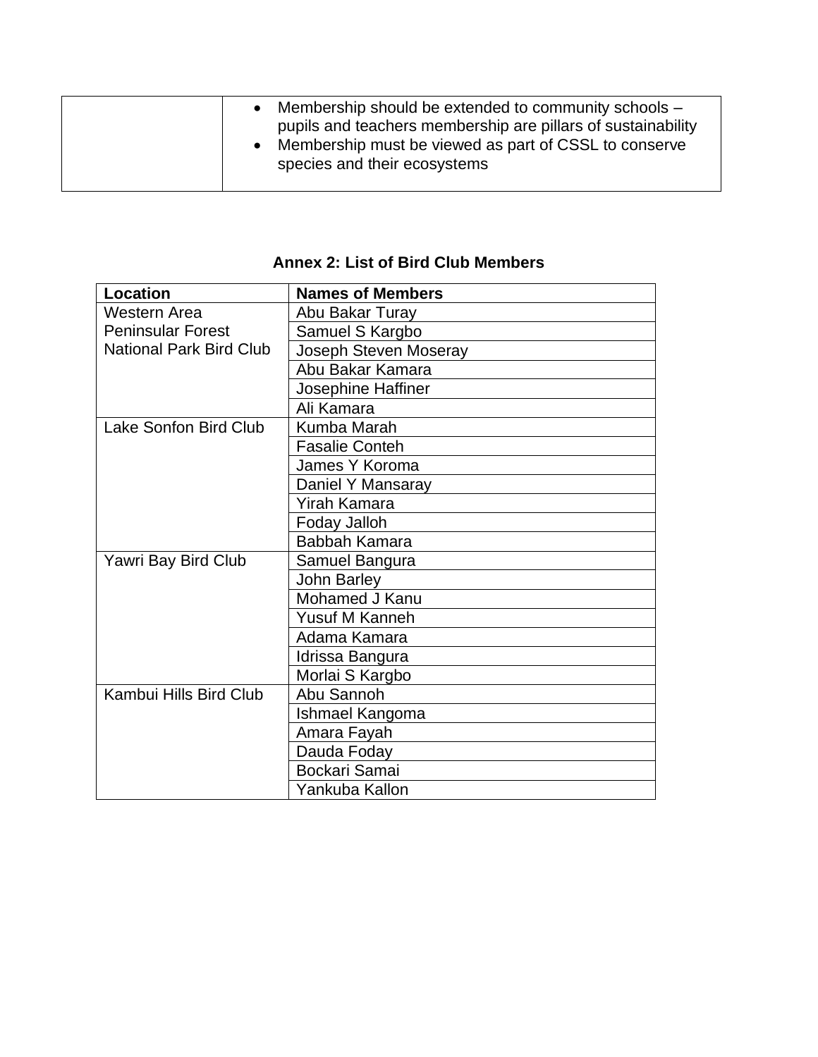| | |
|---|---|
| | • Membership should be extended to community schools – pupils and teachers membership are pillars of sustainability<br>• Membership must be viewed as part of CSSL to conserve species and their ecosystems |

**Annex 2: List of Bird Club Members**

| Location | Names of Members |
|---|---|
| Western Area Peninsular Forest National Park Bird Club | Abu Bakar Turay |
| | Samuel S Kargbo |
| | Joseph Steven Moseray |
| | Abu Bakar Kamara |
| | Josephine Haffiner |
| | Ali Kamara |
| Lake Sonfon Bird Club | Kumba Marah |
| | Fasalie Conteh |
| | James Y Koroma |
| | Daniel Y Mansaray |
| | Yirah Kamara |
| | Foday Jalloh |
| | Babbah Kamara |
| Yawri Bay Bird Club | Samuel Bangura |
| | John Barley |
| | Mohamed J Kanu |
| | Yusuf M Kanneh |
| | Adama Kamara |
| | Idrissa Bangura |
| | Morlai S Kargbo |
| Kambui Hills Bird Club | Abu Sannoh |
| | Ishmael Kangoma |
| | Amara Fayah |
| | Dauda Foday |
| | Bockari Samai |
| | Yankuba Kallon |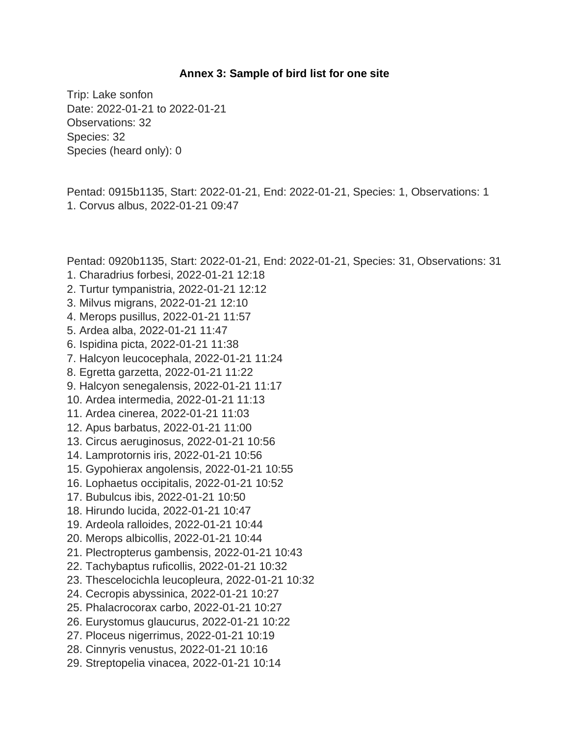**Annex 3: Sample of bird list for one site**

Trip: Lake sonfon
Date: 2022-01-21 to 2022-01-21
Observations: 32
Species: 32
Species (heard only): 0

Pentad: 0915b1135, Start: 2022-01-21, End: 2022-01-21, Species: 1, Observations: 1
1. Corvus albus, 2022-01-21 09:47

Pentad: 0920b1135, Start: 2022-01-21, End: 2022-01-21, Species: 31, Observations: 31
1. Charadrius forbesi, 2022-01-21 12:18
2. Turtur tympanistria, 2022-01-21 12:12
3. Milvus migrans, 2022-01-21 12:10
4. Merops pusillus, 2022-01-21 11:57
5. Ardea alba, 2022-01-21 11:47
6. Ispidina picta, 2022-01-21 11:38
7. Halcyon leucocephala, 2022-01-21 11:24
8. Egretta garzetta, 2022-01-21 11:22
9. Halcyon senegalensis, 2022-01-21 11:17
10. Ardea intermedia, 2022-01-21 11:13
11. Ardea cinerea, 2022-01-21 11:03
12. Apus barbatus, 2022-01-21 11:00
13. Circus aeruginosus, 2022-01-21 10:56
14. Lamprotornis iris, 2022-01-21 10:56
15. Gypohierax angolensis, 2022-01-21 10:55
16. Lophaetus occipitalis, 2022-01-21 10:52
17. Bubulcus ibis, 2022-01-21 10:50
18. Hirundo lucida, 2022-01-21 10:47
19. Ardeola ralloides, 2022-01-21 10:44
20. Merops albicollis, 2022-01-21 10:44
21. Plectropterus gambensis, 2022-01-21 10:43
22. Tachybaptus ruficollis, 2022-01-21 10:32
23. Thescelocichla leucopleura, 2022-01-21 10:32
24. Cecropis abyssinica, 2022-01-21 10:27
25. Phalacrocorax carbo, 2022-01-21 10:27
26. Eurystomus glaucurus, 2022-01-21 10:22
27. Ploceus nigerrimus, 2022-01-21 10:19
28. Cinnyris venustus, 2022-01-21 10:16
29. Streptopelia vinacea, 2022-01-21 10:14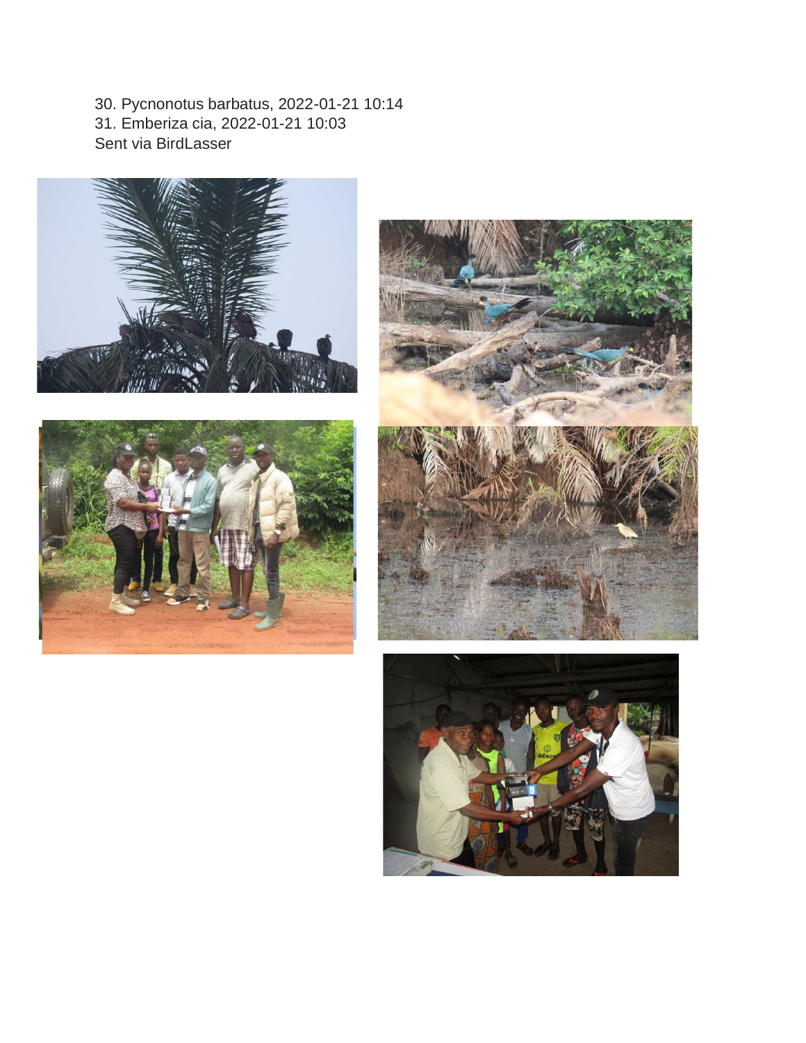30. Pycnonotus barbatus, 2022-01-21 10:14
31. Emberiza cia, 2022-01-21 10:03
Sent via BirdLasser